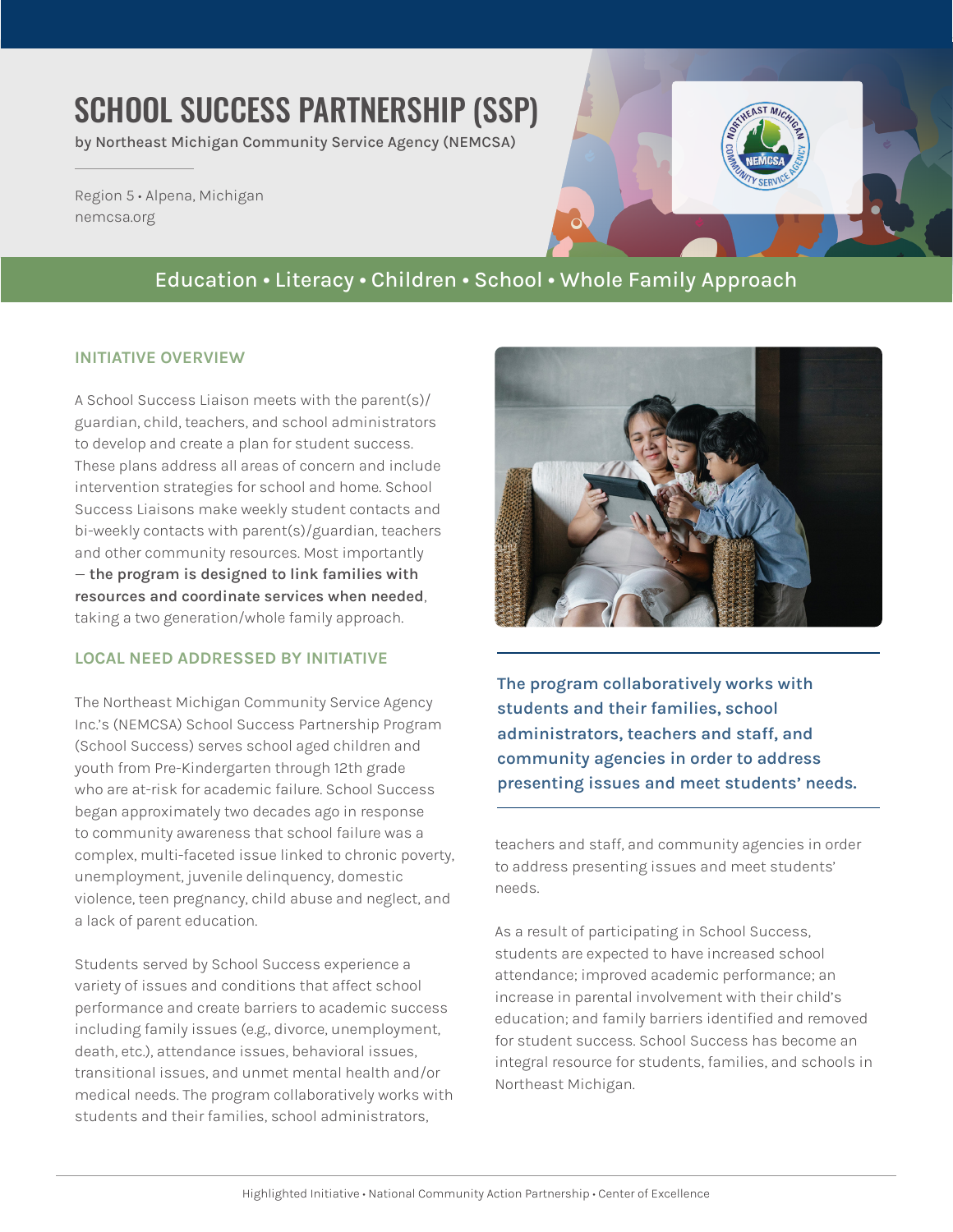# SCHOOL SUCCESS PARTNERSHIP (SSP)

by Northeast Michigan Community Service Agency (NEMCSA)

Region 5 • Alpena, Michigan
nemcsa.org

Education • Literacy • Children • School • Whole Family Approach

## INITIATIVE OVERVIEW

A School Success Liaison meets with the parent(s)/guardian, child, teachers, and school administrators to develop and create a plan for student success. These plans address all areas of concern and include intervention strategies for school and home. School Success Liaisons make weekly student contacts and bi-weekly contacts with parent(s)/guardian, teachers and other community resources. Most importantly — **the program is designed to link families with resources and coordinate services when needed**, taking a two generation/whole family approach.

## LOCAL NEED ADDRESSED BY INITIATIVE

The Northeast Michigan Community Service Agency Inc.'s (NEMCSA) School Success Partnership Program (School Success) serves school aged children and youth from Pre-Kindergarten through 12th grade who are at-risk for academic failure. School Success began approximately two decades ago in response to community awareness that school failure was a complex, multi-faceted issue linked to chronic poverty, unemployment, juvenile delinquency, domestic violence, teen pregnancy, child abuse and neglect, and a lack of parent education.

Students served by School Success experience a variety of issues and conditions that affect school performance and create barriers to academic success including family issues (e.g., divorce, unemployment, death, etc.), attendance issues, behavioral issues, transitional issues, and unmet mental health and/or medical needs. The program collaboratively works with students and their families, school administrators, teachers and staff, and community agencies in order to address presenting issues and meet students' needs.

**The program collaboratively works with students and their families, school administrators, teachers and staff, and community agencies in order to address presenting issues and meet students' needs.**

As a result of participating in School Success, students are expected to have increased school attendance; improved academic performance; an increase in parental involvement with their child's education; and family barriers identified and removed for student success. School Success has become an integral resource for students, families, and schools in Northeast Michigan.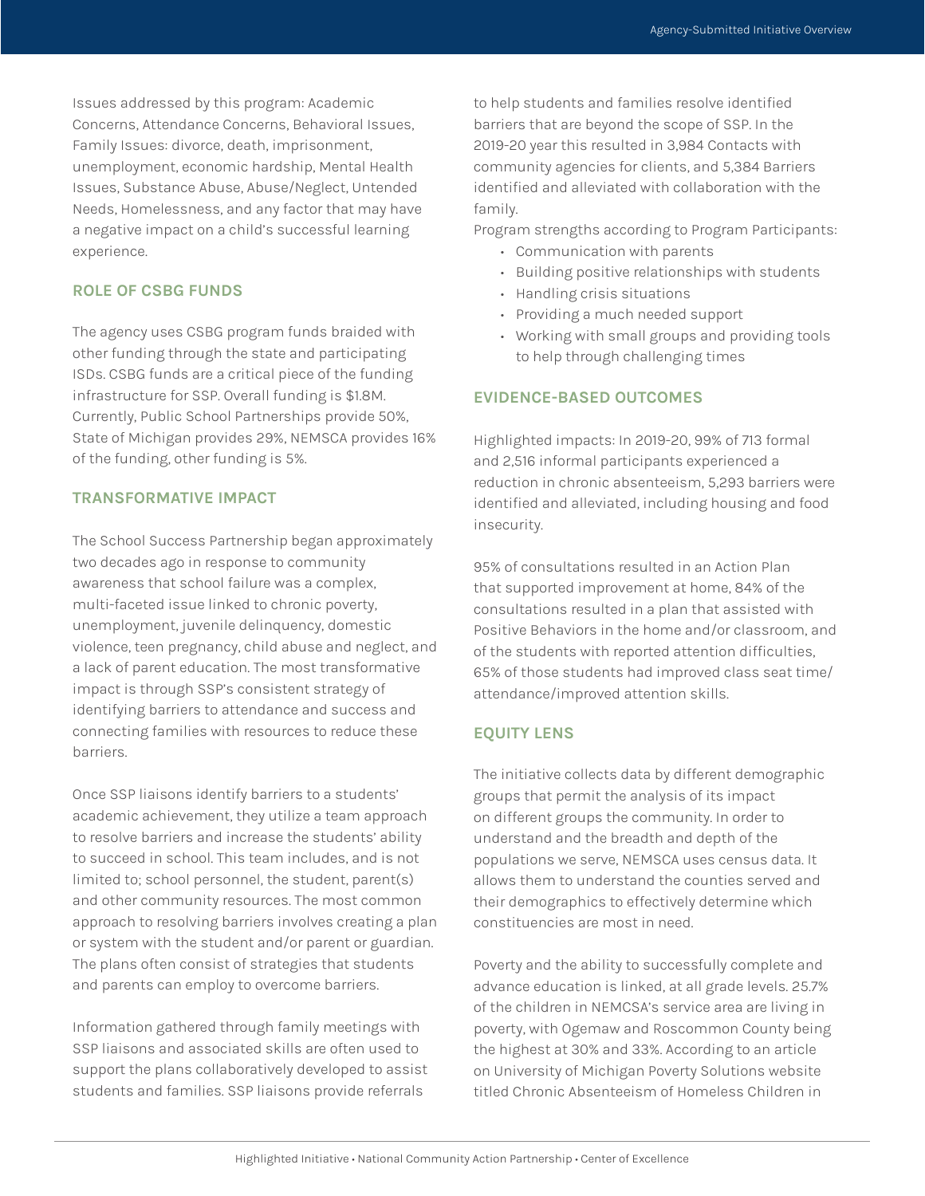Issues addressed by this program: Academic Concerns, Attendance Concerns, Behavioral Issues, Family Issues: divorce, death, imprisonment, unemployment, economic hardship, Mental Health Issues, Substance Abuse, Abuse/Neglect, Untended Needs, Homelessness, and any factor that may have a negative impact on a child's successful learning experience.

## ROLE OF CSBG FUNDS

The agency uses CSBG program funds braided with other funding through the state and participating ISDs. CSBG funds are a critical piece of the funding infrastructure for SSP. Overall funding is $1.8M. Currently, Public School Partnerships provide 50%, State of Michigan provides 29%, NEMSCA provides 16% of the funding, other funding is 5%.

## TRANSFORMATIVE IMPACT

The School Success Partnership began approximately two decades ago in response to community awareness that school failure was a complex, multi-faceted issue linked to chronic poverty, unemployment, juvenile delinquency, domestic violence, teen pregnancy, child abuse and neglect, and a lack of parent education. The most transformative impact is through SSP's consistent strategy of identifying barriers to attendance and success and connecting families with resources to reduce these barriers.

Once SSP liaisons identify barriers to a students' academic achievement, they utilize a team approach to resolve barriers and increase the students' ability to succeed in school. This team includes, and is not limited to; school personnel, the student, parent(s) and other community resources. The most common approach to resolving barriers involves creating a plan or system with the student and/or parent or guardian. The plans often consist of strategies that students and parents can employ to overcome barriers.

Information gathered through family meetings with SSP liaisons and associated skills are often used to support the plans collaboratively developed to assist students and families. SSP liaisons provide referrals to help students and families resolve identified barriers that are beyond the scope of SSP. In the 2019-20 year this resulted in 3,984 Contacts with community agencies for clients, and 5,384 Barriers identified and alleviated with collaboration with the family.

Program strengths according to Program Participants:

- Communication with parents
- Building positive relationships with students
- Handling crisis situations
- Providing a much needed support
- Working with small groups and providing tools to help through challenging times

## EVIDENCE-BASED OUTCOMES

Highlighted impacts: In 2019-20, 99% of 713 formal and 2,516 informal participants experienced a reduction in chronic absenteeism, 5,293 barriers were identified and alleviated, including housing and food insecurity.

95% of consultations resulted in an Action Plan that supported improvement at home, 84% of the consultations resulted in a plan that assisted with Positive Behaviors in the home and/or classroom, and of the students with reported attention difficulties, 65% of those students had improved class seat time/attendance/improved attention skills.

## EQUITY LENS

The initiative collects data by different demographic groups that permit the analysis of its impact on different groups the community. In order to understand and the breadth and depth of the populations we serve, NEMSCA uses census data. It allows them to understand the counties served and their demographics to effectively determine which constituencies are most in need.

Poverty and the ability to successfully complete and advance education is linked, at all grade levels. 25.7% of the children in NEMCSA's service area are living in poverty, with Ogemaw and Roscommon County being the highest at 30% and 33%. According to an article on University of Michigan Poverty Solutions website titled Chronic Absenteeism of Homeless Children in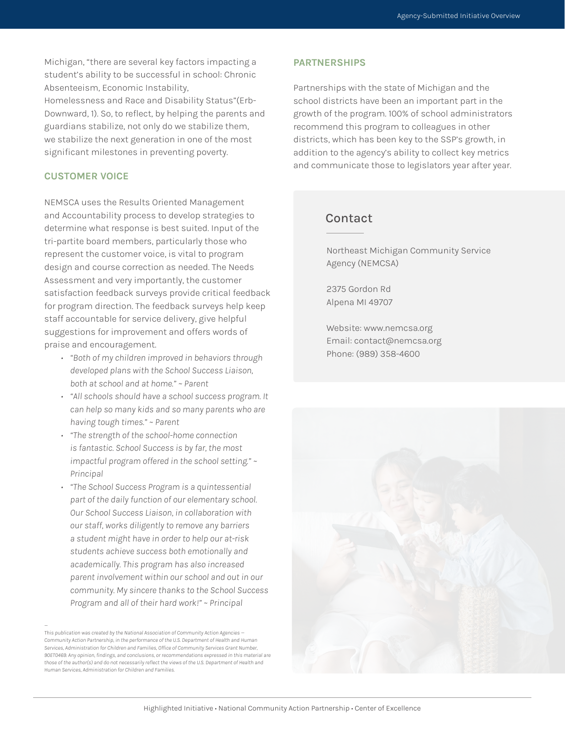Michigan, “there are several key factors impacting a student’s ability to be successful in school: Chronic Absenteeism, Economic Instability, Homelessness and Race and Disability Status”(Erb-Downward, 1). So, to reflect, by helping the parents and guardians stabilize, not only do we stabilize them, we stabilize the next generation in one of the most significant milestones in preventing poverty.

## CUSTOMER VOICE

NEMSCA uses the Results Oriented Management and Accountability process to develop strategies to determine what response is best suited. Input of the tri-partite board members, particularly those who represent the customer voice, is vital to program design and course correction as needed. The Needs Assessment and very importantly, the customer satisfaction feedback surveys provide critical feedback for program direction. The feedback surveys help keep staff accountable for service delivery, give helpful suggestions for improvement and offers words of praise and encouragement.

- *“Both of my children improved in behaviors through developed plans with the School Success Liaison, both at school and at home.” ~ Parent*
- *“All schools should have a school success program. It can help so many kids and so many parents who are having tough times.” ~ Parent*
- *“The strength of the school-home connection is fantastic. School Success is by far, the most impactful program offered in the school setting.” ~ Principal*
- *“The School Success Program is a quintessential part of the daily function of our elementary school. Our School Success Liaison, in collaboration with our staff, works diligently to remove any barriers a student might have in order to help our at-risk students achieve success both emotionally and academically. This program has also increased parent involvement within our school and out in our community. My sincere thanks to the School Success Program and all of their hard work!” ~ Principal*

## PARTNERSHIPS

Partnerships with the state of Michigan and the school districts have been an important part in the growth of the program. 100% of school administrators recommend this program to colleagues in other districts, which has been key to the SSP’s growth, in addition to the agency’s ability to collect key metrics and communicate those to legislators year after year.

## Contact

Northeast Michigan Community Service Agency (NEMCSA)

2375 Gordon Rd
Alpena MI 49707

Website: www.nemcsa.org
Email: contact@nemcsa.org
Phone: (989) 358-4600

*This publication was created by the National Association of Community Action Agencies — Community Action Partnership, in the performance of the U.S. Department of Health and Human Services, Administration for Children and Families, Office of Community Services Grant Number, 90ET0469. Any opinion, findings, and conclusions, or recommendations expressed in this material are those of the author(s) and do not necessarily reflect the views of the U.S. Department of Health and Human Services, Administration for Children and Families.*